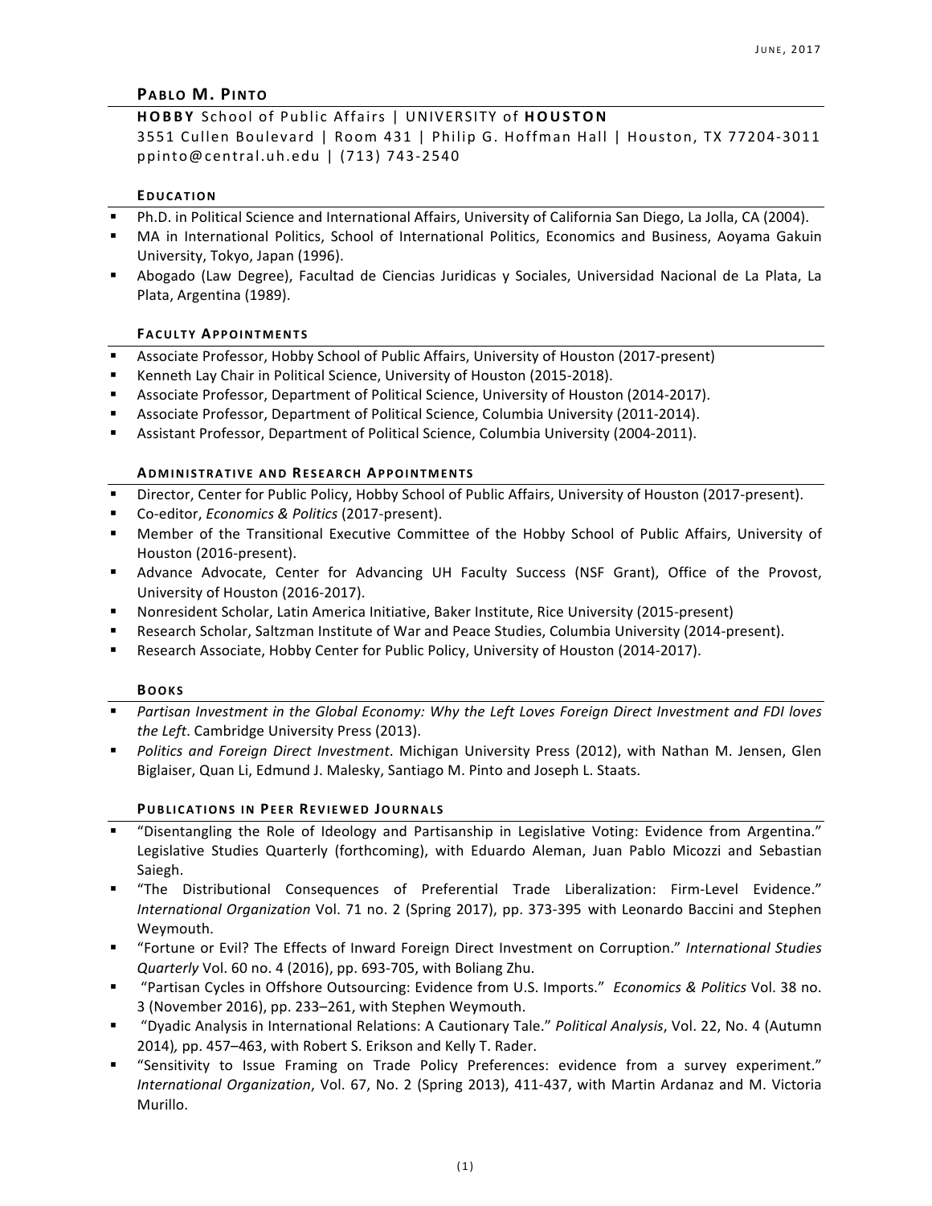# Pablo M. Pinto

**HOBBY** School of Public Affairs | UNIVERSITY of **HOUSTON**
3551 Cullen Boulevard | Room 431 | Philip G. Hoffman Hall | Houston, TX 77204-3011
ppinto@central.uh.edu | (713) 743-2540

## Education

- Ph.D. in Political Science and International Affairs, University of California San Diego, La Jolla, CA (2004).
- MA in International Politics, School of International Politics, Economics and Business, Aoyama Gakuin University, Tokyo, Japan (1996).
- Abogado (Law Degree), Facultad de Ciencias Juridicas y Sociales, Universidad Nacional de La Plata, La Plata, Argentina (1989).

## Faculty Appointments

- Associate Professor, Hobby School of Public Affairs, University of Houston (2017-present)
- Kenneth Lay Chair in Political Science, University of Houston (2015-2018).
- Associate Professor, Department of Political Science, University of Houston (2014-2017).
- Associate Professor, Department of Political Science, Columbia University (2011-2014).
- Assistant Professor, Department of Political Science, Columbia University (2004-2011).

## Administrative and Research Appointments

- Director, Center for Public Policy, Hobby School of Public Affairs, University of Houston (2017-present).
- Co-editor, *Economics & Politics* (2017-present).
- Member of the Transitional Executive Committee of the Hobby School of Public Affairs, University of Houston (2016-present).
- Advance Advocate, Center for Advancing UH Faculty Success (NSF Grant), Office of the Provost, University of Houston (2016-2017).
- Nonresident Scholar, Latin America Initiative, Baker Institute, Rice University (2015-present)
- Research Scholar, Saltzman Institute of War and Peace Studies, Columbia University (2014-present).
- Research Associate, Hobby Center for Public Policy, University of Houston (2014-2017).

## Books

- *Partisan Investment in the Global Economy: Why the Left Loves Foreign Direct Investment and FDI loves the Left*. Cambridge University Press (2013).
- *Politics and Foreign Direct Investment*. Michigan University Press (2012), with Nathan M. Jensen, Glen Biglaiser, Quan Li, Edmund J. Malesky, Santiago M. Pinto and Joseph L. Staats.

## Publications in Peer Reviewed Journals

- "Disentangling the Role of Ideology and Partisanship in Legislative Voting: Evidence from Argentina." Legislative Studies Quarterly (forthcoming), with Eduardo Aleman, Juan Pablo Micozzi and Sebastian Saiegh.
- "The Distributional Consequences of Preferential Trade Liberalization: Firm-Level Evidence." *International Organization* Vol. 71 no. 2 (Spring 2017), pp. 373-395 with Leonardo Baccini and Stephen Weymouth.
- "Fortune or Evil? The Effects of Inward Foreign Direct Investment on Corruption." *International Studies Quarterly* Vol. 60 no. 4 (2016), pp. 693-705, with Boliang Zhu.
- "Partisan Cycles in Offshore Outsourcing: Evidence from U.S. Imports." *Economics & Politics* Vol. 38 no. 3 (November 2016), pp. 233–261, with Stephen Weymouth.
- "Dyadic Analysis in International Relations: A Cautionary Tale." *Political Analysis*, Vol. 22, No. 4 (Autumn 2014), pp. 457–463, with Robert S. Erikson and Kelly T. Rader.
- "Sensitivity to Issue Framing on Trade Policy Preferences: evidence from a survey experiment." *International Organization*, Vol. 67, No. 2 (Spring 2013), 411-437, with Martin Ardanaz and M. Victoria Murillo.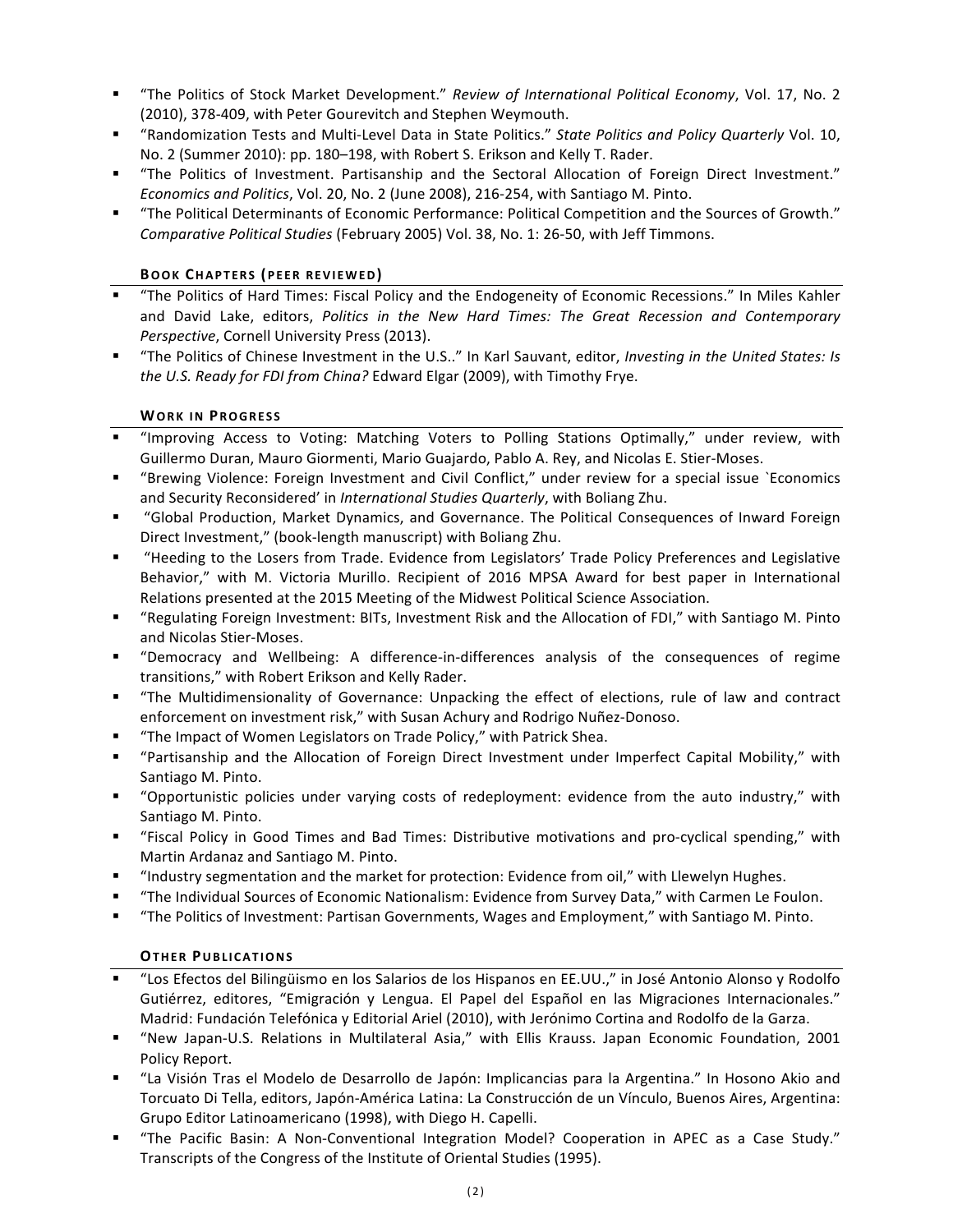- "The Politics of Stock Market Development." *Review of International Political Economy*, Vol. 17, No. 2 (2010), 378-409, with Peter Gourevitch and Stephen Weymouth.
- "Randomization Tests and Multi-Level Data in State Politics." *State Politics and Policy Quarterly* Vol. 10, No. 2 (Summer 2010): pp. 180–198, with Robert S. Erikson and Kelly T. Rader.
- "The Politics of Investment. Partisanship and the Sectoral Allocation of Foreign Direct Investment." *Economics and Politics*, Vol. 20, No. 2 (June 2008), 216-254, with Santiago M. Pinto.
- "The Political Determinants of Economic Performance: Political Competition and the Sources of Growth." *Comparative Political Studies* (February 2005) Vol. 38, No. 1: 26-50, with Jeff Timmons.

### Book Chapters (peer reviewed)

- "The Politics of Hard Times: Fiscal Policy and the Endogeneity of Economic Recessions." In Miles Kahler and David Lake, editors, *Politics in the New Hard Times: The Great Recession and Contemporary Perspective*, Cornell University Press (2013).
- "The Politics of Chinese Investment in the U.S.." In Karl Sauvant, editor, *Investing in the United States: Is the U.S. Ready for FDI from China?* Edward Elgar (2009), with Timothy Frye.

### Work in Progress

- "Improving Access to Voting: Matching Voters to Polling Stations Optimally," under review, with Guillermo Duran, Mauro Giormenti, Mario Guajardo, Pablo A. Rey, and Nicolas E. Stier-Moses.
- "Brewing Violence: Foreign Investment and Civil Conflict," under review for a special issue `Economics and Security Reconsidered' in *International Studies Quarterly*, with Boliang Zhu.
- "Global Production, Market Dynamics, and Governance. The Political Consequences of Inward Foreign Direct Investment," (book-length manuscript) with Boliang Zhu.
- "Heeding to the Losers from Trade. Evidence from Legislators' Trade Policy Preferences and Legislative Behavior," with M. Victoria Murillo. Recipient of 2016 MPSA Award for best paper in International Relations presented at the 2015 Meeting of the Midwest Political Science Association.
- "Regulating Foreign Investment: BITs, Investment Risk and the Allocation of FDI," with Santiago M. Pinto and Nicolas Stier-Moses.
- "Democracy and Wellbeing: A difference-in-differences analysis of the consequences of regime transitions," with Robert Erikson and Kelly Rader.
- "The Multidimensionality of Governance: Unpacking the effect of elections, rule of law and contract enforcement on investment risk," with Susan Achury and Rodrigo Nuñez-Donoso.
- "The Impact of Women Legislators on Trade Policy," with Patrick Shea.
- "Partisanship and the Allocation of Foreign Direct Investment under Imperfect Capital Mobility," with Santiago M. Pinto.
- "Opportunistic policies under varying costs of redeployment: evidence from the auto industry," with Santiago M. Pinto.
- "Fiscal Policy in Good Times and Bad Times: Distributive motivations and pro-cyclical spending," with Martin Ardanaz and Santiago M. Pinto.
- "Industry segmentation and the market for protection: Evidence from oil," with Llewelyn Hughes.
- "The Individual Sources of Economic Nationalism: Evidence from Survey Data," with Carmen Le Foulon.
- "The Politics of Investment: Partisan Governments, Wages and Employment," with Santiago M. Pinto.

### Other Publications

- "Los Efectos del Bilingüismo en los Salarios de los Hispanos en EE.UU.," in José Antonio Alonso y Rodolfo Gutiérrez, editores, "Emigración y Lengua. El Papel del Español en las Migraciones Internacionales." Madrid: Fundación Telefónica y Editorial Ariel (2010), with Jerónimo Cortina and Rodolfo de la Garza.
- "New Japan-U.S. Relations in Multilateral Asia," with Ellis Krauss. Japan Economic Foundation, 2001 Policy Report.
- "La Visión Tras el Modelo de Desarrollo de Japón: Implicancias para la Argentina." In Hosono Akio and Torcuato Di Tella, editors, Japón-América Latina: La Construcción de un Vínculo, Buenos Aires, Argentina: Grupo Editor Latinoamericano (1998), with Diego H. Capelli.
- "The Pacific Basin: A Non-Conventional Integration Model? Cooperation in APEC as a Case Study." Transcripts of the Congress of the Institute of Oriental Studies (1995).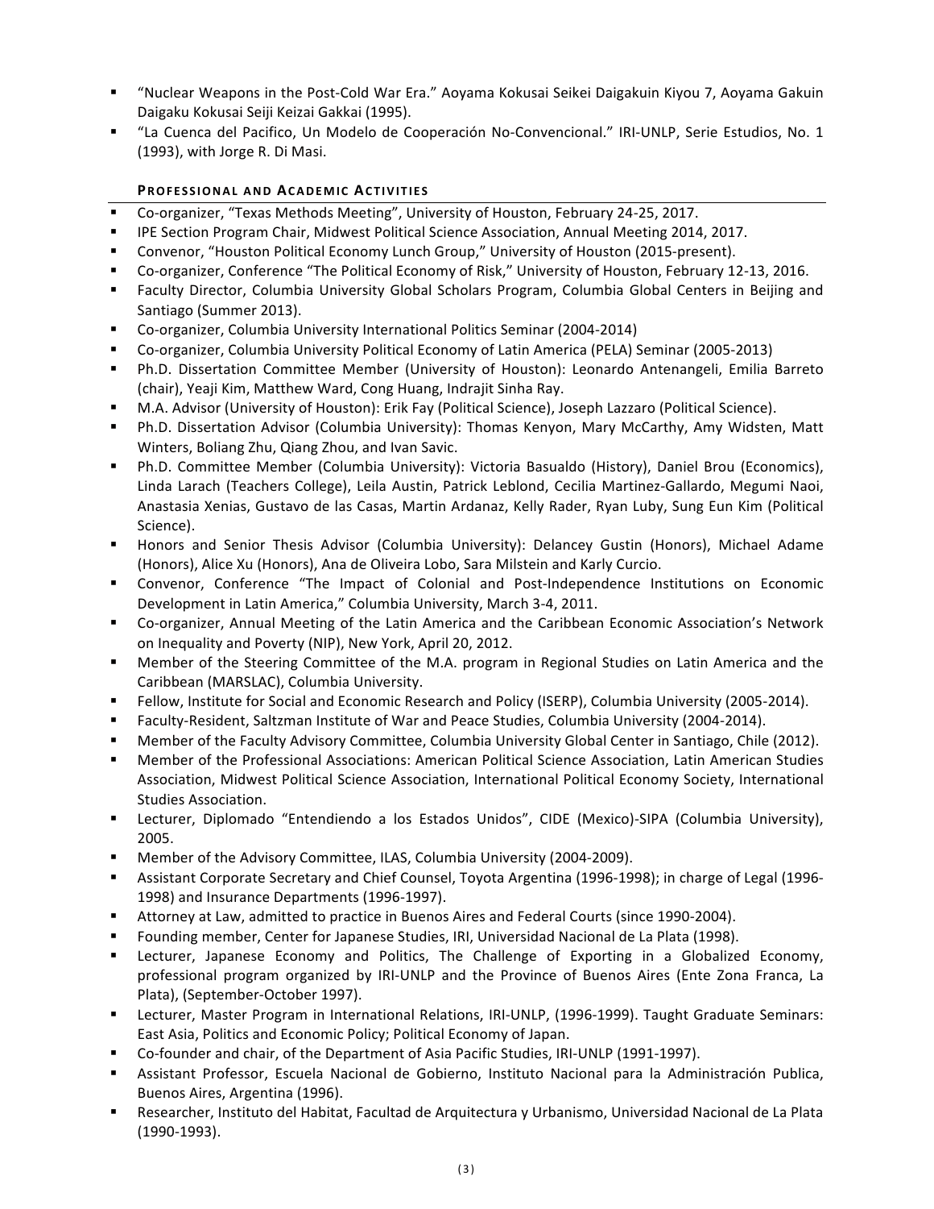- "Nuclear Weapons in the Post-Cold War Era." Aoyama Kokusai Seikei Daigakuin Kiyou 7, Aoyama Gakuin Daigaku Kokusai Seiji Keizai Gakkai (1995).
- "La Cuenca del Pacifico, Un Modelo de Cooperación No-Convencional." IRI-UNLP, Serie Estudios, No. 1 (1993), with Jorge R. Di Masi.

## Professional and Academic Activities

- Co-organizer, "Texas Methods Meeting", University of Houston, February 24-25, 2017.
- IPE Section Program Chair, Midwest Political Science Association, Annual Meeting 2014, 2017.
- Convenor, "Houston Political Economy Lunch Group," University of Houston (2015-present).
- Co-organizer, Conference "The Political Economy of Risk," University of Houston, February 12-13, 2016.
- Faculty Director, Columbia University Global Scholars Program, Columbia Global Centers in Beijing and Santiago (Summer 2013).
- Co-organizer, Columbia University International Politics Seminar (2004-2014)
- Co-organizer, Columbia University Political Economy of Latin America (PELA) Seminar (2005-2013)
- Ph.D. Dissertation Committee Member (University of Houston): Leonardo Antenangeli, Emilia Barreto (chair), Yeaji Kim, Matthew Ward, Cong Huang, Indrajit Sinha Ray.
- M.A. Advisor (University of Houston): Erik Fay (Political Science), Joseph Lazzaro (Political Science).
- Ph.D. Dissertation Advisor (Columbia University): Thomas Kenyon, Mary McCarthy, Amy Widsten, Matt Winters, Boliang Zhu, Qiang Zhou, and Ivan Savic.
- Ph.D. Committee Member (Columbia University): Victoria Basualdo (History), Daniel Brou (Economics), Linda Larach (Teachers College), Leila Austin, Patrick Leblond, Cecilia Martinez-Gallardo, Megumi Naoi, Anastasia Xenias, Gustavo de las Casas, Martin Ardanaz, Kelly Rader, Ryan Luby, Sung Eun Kim (Political Science).
- Honors and Senior Thesis Advisor (Columbia University): Delancey Gustin (Honors), Michael Adame (Honors), Alice Xu (Honors), Ana de Oliveira Lobo, Sara Milstein and Karly Curcio.
- Convenor, Conference "The Impact of Colonial and Post-Independence Institutions on Economic Development in Latin America," Columbia University, March 3-4, 2011.
- Co-organizer, Annual Meeting of the Latin America and the Caribbean Economic Association's Network on Inequality and Poverty (NIP), New York, April 20, 2012.
- Member of the Steering Committee of the M.A. program in Regional Studies on Latin America and the Caribbean (MARSLAC), Columbia University.
- Fellow, Institute for Social and Economic Research and Policy (ISERP), Columbia University (2005-2014).
- Faculty-Resident, Saltzman Institute of War and Peace Studies, Columbia University (2004-2014).
- Member of the Faculty Advisory Committee, Columbia University Global Center in Santiago, Chile (2012).
- Member of the Professional Associations: American Political Science Association, Latin American Studies Association, Midwest Political Science Association, International Political Economy Society, International Studies Association.
- Lecturer, Diplomado "Entendiendo a los Estados Unidos", CIDE (Mexico)-SIPA (Columbia University), 2005.
- Member of the Advisory Committee, ILAS, Columbia University (2004-2009).
- Assistant Corporate Secretary and Chief Counsel, Toyota Argentina (1996-1998); in charge of Legal (1996-1998) and Insurance Departments (1996-1997).
- Attorney at Law, admitted to practice in Buenos Aires and Federal Courts (since 1990-2004).
- Founding member, Center for Japanese Studies, IRI, Universidad Nacional de La Plata (1998).
- Lecturer, Japanese Economy and Politics, The Challenge of Exporting in a Globalized Economy, professional program organized by IRI-UNLP and the Province of Buenos Aires (Ente Zona Franca, La Plata), (September-October 1997).
- Lecturer, Master Program in International Relations, IRI-UNLP, (1996-1999). Taught Graduate Seminars: East Asia, Politics and Economic Policy; Political Economy of Japan.
- Co-founder and chair, of the Department of Asia Pacific Studies, IRI-UNLP (1991-1997).
- Assistant Professor, Escuela Nacional de Gobierno, Instituto Nacional para la Administración Publica, Buenos Aires, Argentina (1996).
- Researcher, Instituto del Habitat, Facultad de Arquitectura y Urbanismo, Universidad Nacional de La Plata (1990-1993).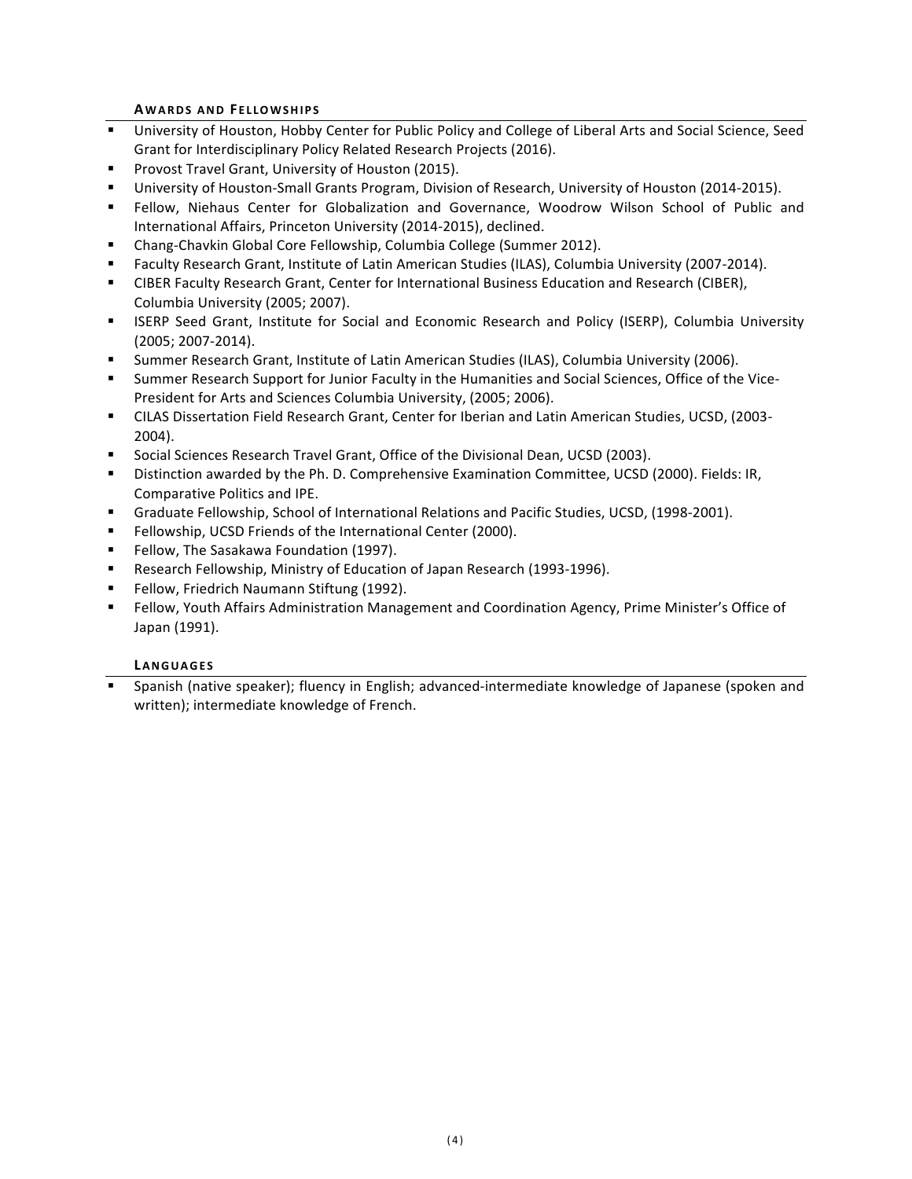### Awards and Fellowships

- University of Houston, Hobby Center for Public Policy and College of Liberal Arts and Social Science, Seed Grant for Interdisciplinary Policy Related Research Projects (2016).
- Provost Travel Grant, University of Houston (2015).
- University of Houston-Small Grants Program, Division of Research, University of Houston (2014-2015).
- Fellow, Niehaus Center for Globalization and Governance, Woodrow Wilson School of Public and International Affairs, Princeton University (2014-2015), declined.
- Chang-Chavkin Global Core Fellowship, Columbia College (Summer 2012).
- Faculty Research Grant, Institute of Latin American Studies (ILAS), Columbia University (2007-2014).
- CIBER Faculty Research Grant, Center for International Business Education and Research (CIBER), Columbia University (2005; 2007).
- ISERP Seed Grant, Institute for Social and Economic Research and Policy (ISERP), Columbia University (2005; 2007-2014).
- Summer Research Grant, Institute of Latin American Studies (ILAS), Columbia University (2006).
- Summer Research Support for Junior Faculty in the Humanities and Social Sciences, Office of the Vice-President for Arts and Sciences Columbia University, (2005; 2006).
- CILAS Dissertation Field Research Grant, Center for Iberian and Latin American Studies, UCSD, (2003-2004).
- Social Sciences Research Travel Grant, Office of the Divisional Dean, UCSD (2003).
- Distinction awarded by the Ph. D. Comprehensive Examination Committee, UCSD (2000). Fields: IR, Comparative Politics and IPE.
- Graduate Fellowship, School of International Relations and Pacific Studies, UCSD, (1998-2001).
- Fellowship, UCSD Friends of the International Center (2000).
- Fellow, The Sasakawa Foundation (1997).
- Research Fellowship, Ministry of Education of Japan Research (1993-1996).
- Fellow, Friedrich Naumann Stiftung (1992).
- Fellow, Youth Affairs Administration Management and Coordination Agency, Prime Minister's Office of Japan (1991).

### Languages

- Spanish (native speaker); fluency in English; advanced-intermediate knowledge of Japanese (spoken and written); intermediate knowledge of French.